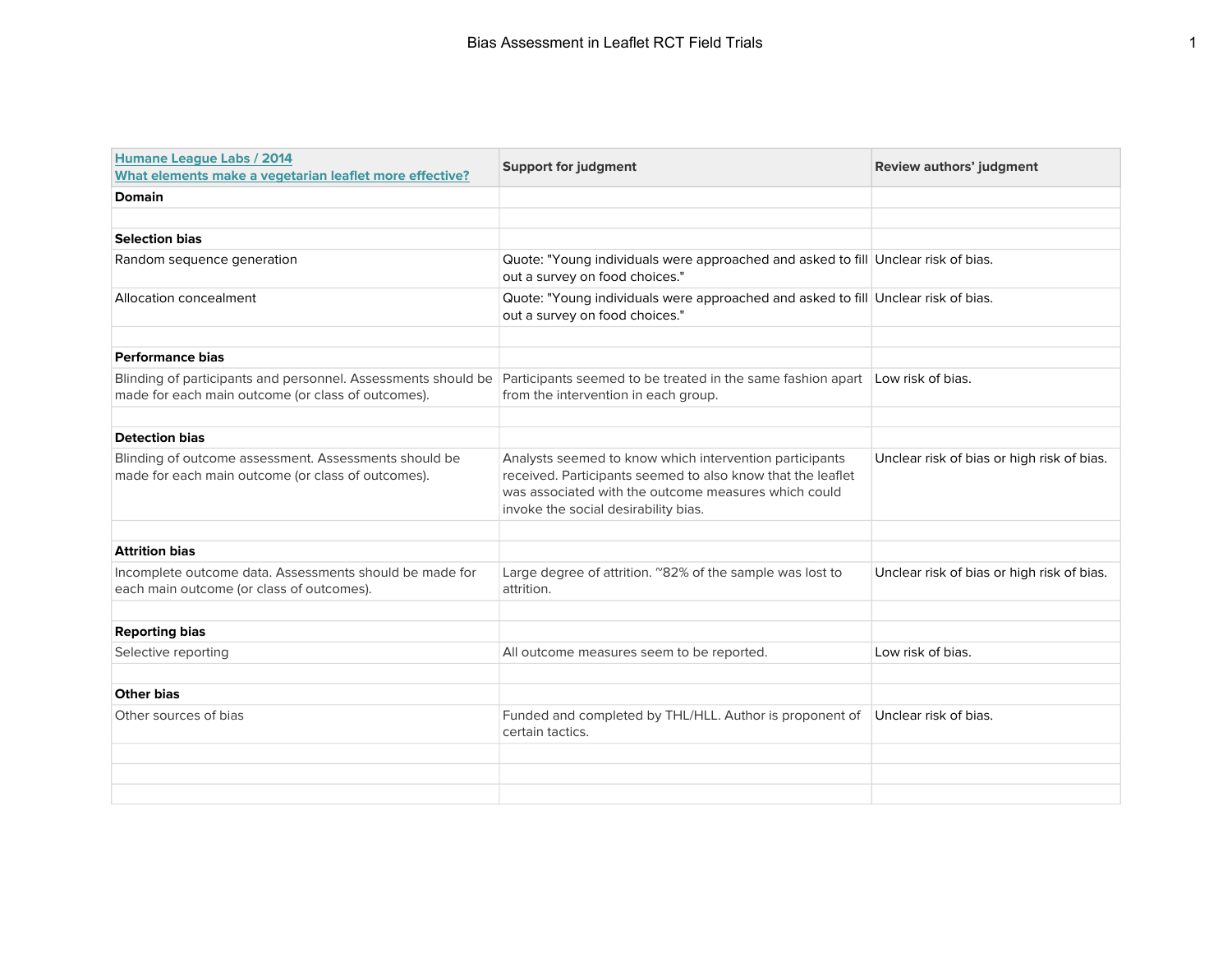| Humane League Labs / 2014<br>What elements make a vegetarian leaflet more effective? | Support for judgment | Review authors' judgment |
|---|---|---|
| **Domain** | | |
| | | |
| **Selection bias** | | |
| Random sequence generation | Quote: "Young individuals were approached and asked to fill out a survey on food choices." | Unclear risk of bias. |
| Allocation concealment | Quote: "Young individuals were approached and asked to fill out a survey on food choices." | Unclear risk of bias. |
| | | |
| **Performance bias** | | |
| Blinding of participants and personnel. Assessments should be made for each main outcome (or class of outcomes). | Participants seemed to be treated in the same fashion apart from the intervention in each group. | Low risk of bias. |
| | | |
| **Detection bias** | | |
| Blinding of outcome assessment. Assessments should be made for each main outcome (or class of outcomes). | Analysts seemed to know which intervention participants received. Participants seemed to also know that the leaflet was associated with the outcome measures which could invoke the social desirability bias. | Unclear risk of bias or high risk of bias. |
| | | |
| **Attrition bias** | | |
| Incomplete outcome data. Assessments should be made for each main outcome (or class of outcomes). | Large degree of attrition. ~82% of the sample was lost to attrition. | Unclear risk of bias or high risk of bias. |
| | | |
| **Reporting bias** | | |
| Selective reporting | All outcome measures seem to be reported. | Low risk of bias. |
| | | |
| **Other bias** | | |
| Other sources of bias | Funded and completed by THL/HLL. Author is proponent of certain tactics. | Unclear risk of bias. |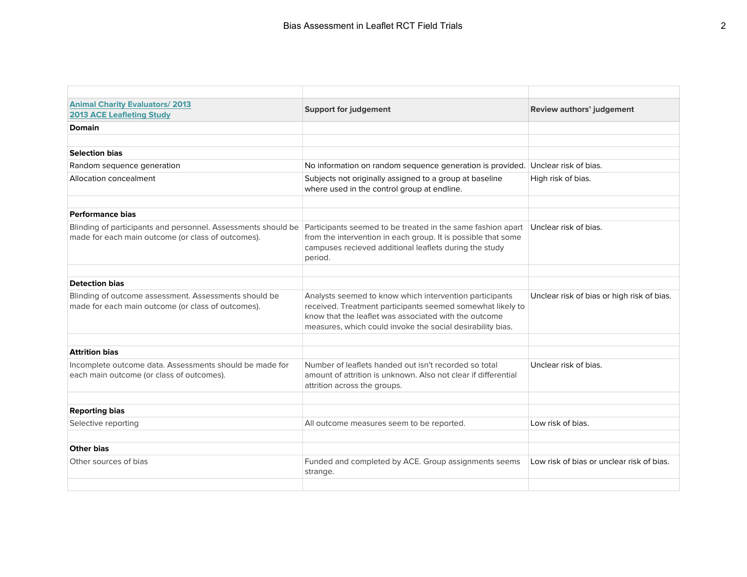| Animal Charity Evaluators/ 2013 2013 ACE Leafleting Study | Support for judgement | Review authors' judgement |
|---|---|---|
| **Domain** | | |
| | | |
| **Selection bias** | | |
| Random sequence generation | No information on random sequence generation is provided. | Unclear risk of bias. |
| Allocation concealment | Subjects not originally assigned to a group at baseline where used in the control group at endline. | High risk of bias. |
| | | |
| **Performance bias** | | |
| Blinding of participants and personnel. Assessments should be made for each main outcome (or class of outcomes). | Participants seemed to be treated in the same fashion apart from the intervention in each group. It is possible that some campuses recieved additional leaflets during the study period. | Unclear risk of bias. |
| | | |
| **Detection bias** | | |
| Blinding of outcome assessment. Assessments should be made for each main outcome (or class of outcomes). | Analysts seemed to know which intervention participants received. Treatment participants seemed somewhat likely to know that the leaflet was associated with the outcome measures, which could invoke the social desirability bias. | Unclear risk of bias or high risk of bias. |
| | | |
| **Attrition bias** | | |
| Incomplete outcome data. Assessments should be made for each main outcome (or class of outcomes). | Number of leaflets handed out isn't recorded so total amount of attrition is unknown. Also not clear if differential attrition across the groups. | Unclear risk of bias. |
| | | |
| **Reporting bias** | | |
| Selective reporting | All outcome measures seem to be reported. | Low risk of bias. |
| | | |
| **Other bias** | | |
| Other sources of bias | Funded and completed by ACE. Group assignments seems strange. | Low risk of bias or unclear risk of bias. |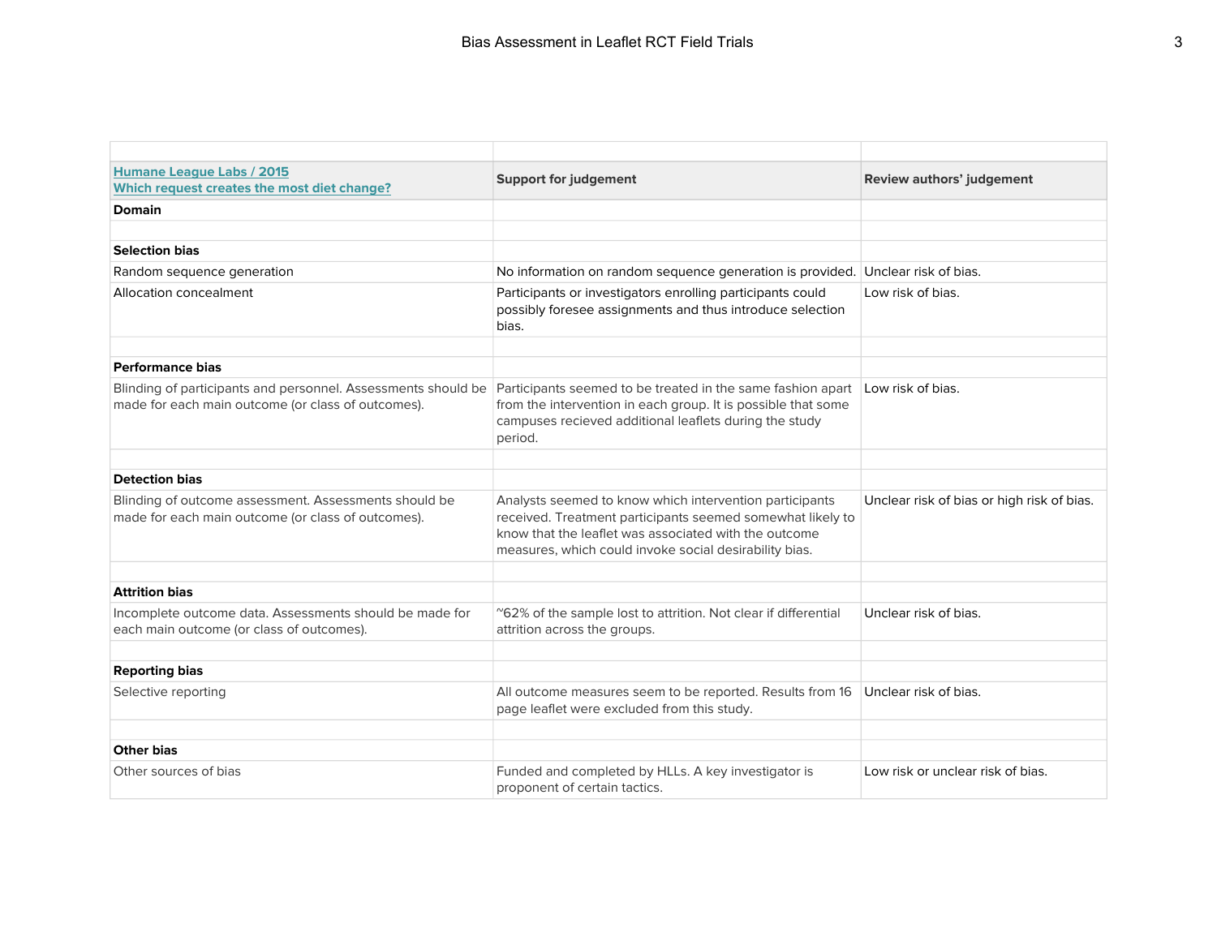| [Humane League Labs / 2015](#) [Which request creates the most diet change?](#) | Support for judgement | Review authors' judgement |
|---|---|---|
| **Domain** | | |
| | | |
| **Selection bias** | | |
| Random sequence generation | No information on random sequence generation is provided. | Unclear risk of bias. |
| Allocation concealment | Participants or investigators enrolling participants could possibly foresee assignments and thus introduce selection bias. | Low risk of bias. |
| | | |
| **Performance bias** | | |
| Blinding of participants and personnel. Assessments should be made for each main outcome (or class of outcomes). | Participants seemed to be treated in the same fashion apart from the intervention in each group. It is possible that some campuses recieved additional leaflets during the study period. | Low risk of bias. |
| | | |
| **Detection bias** | | |
| Blinding of outcome assessment. Assessments should be made for each main outcome (or class of outcomes). | Analysts seemed to know which intervention participants received. Treatment participants seemed somewhat likely to know that the leaflet was associated with the outcome measures, which could invoke social desirability bias. | Unclear risk of bias or high risk of bias. |
| | | |
| **Attrition bias** | | |
| Incomplete outcome data. Assessments should be made for each main outcome (or class of outcomes). | ~62% of the sample lost to attrition. Not clear if differential attrition across the groups. | Unclear risk of bias. |
| | | |
| **Reporting bias** | | |
| Selective reporting | All outcome measures seem to be reported. Results from 16 page leaflet were excluded from this study. | Unclear risk of bias. |
| | | |
| **Other bias** | | |
| Other sources of bias | Funded and completed by HLLs. A key investigator is proponent of certain tactics. | Low risk or unclear risk of bias. |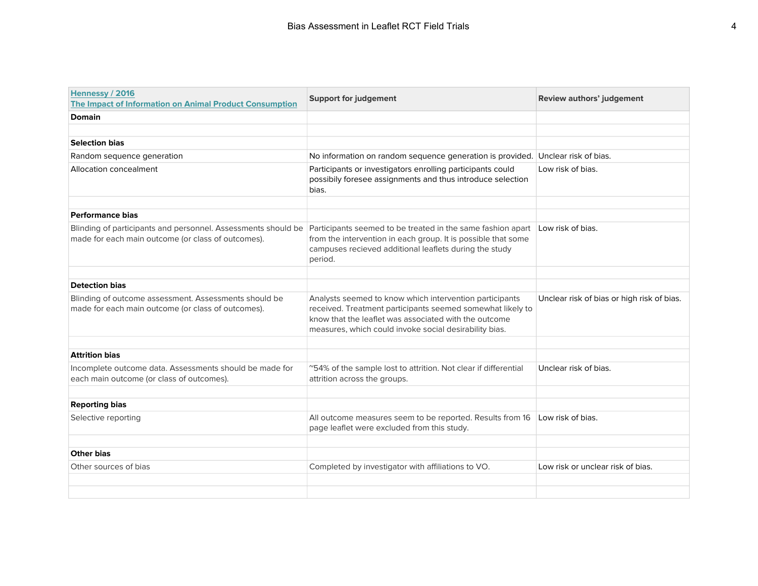| Hennessy / 2016 The Impact of Information on Animal Product Consumption | Support for judgement | Review authors' judgement |
|---|---|---|
| **Domain** | | |
| | | |
| **Selection bias** | | |
| Random sequence generation | No information on random sequence generation is provided. | Unclear risk of bias. |
| Allocation concealment | Participants or investigators enrolling participants could possibly foresee assignments and thus introduce selection bias. | Low risk of bias. |
| | | |
| **Performance bias** | | |
| Blinding of participants and personnel. Assessments should be made for each main outcome (or class of outcomes). | Participants seemed to be treated in the same fashion apart from the intervention in each group. It is possible that some campuses recieved additional leaflets during the study period. | Low risk of bias. |
| | | |
| **Detection bias** | | |
| Blinding of outcome assessment. Assessments should be made for each main outcome (or class of outcomes). | Analysts seemed to know which intervention participants received. Treatment participants seemed somewhat likely to know that the leaflet was associated with the outcome measures, which could invoke social desirability bias. | Unclear risk of bias or high risk of bias. |
| | | |
| **Attrition bias** | | |
| Incomplete outcome data. Assessments should be made for each main outcome (or class of outcomes). | ~54% of the sample lost to attrition. Not clear if differential attrition across the groups. | Unclear risk of bias. |
| | | |
| **Reporting bias** | | |
| Selective reporting | All outcome measures seem to be reported. Results from 16 page leaflet were excluded from this study. | Low risk of bias. |
| | | |
| **Other bias** | | |
| Other sources of bias | Completed by investigator with affiliations to VO. | Low risk or unclear risk of bias. |
| | | |
| | | |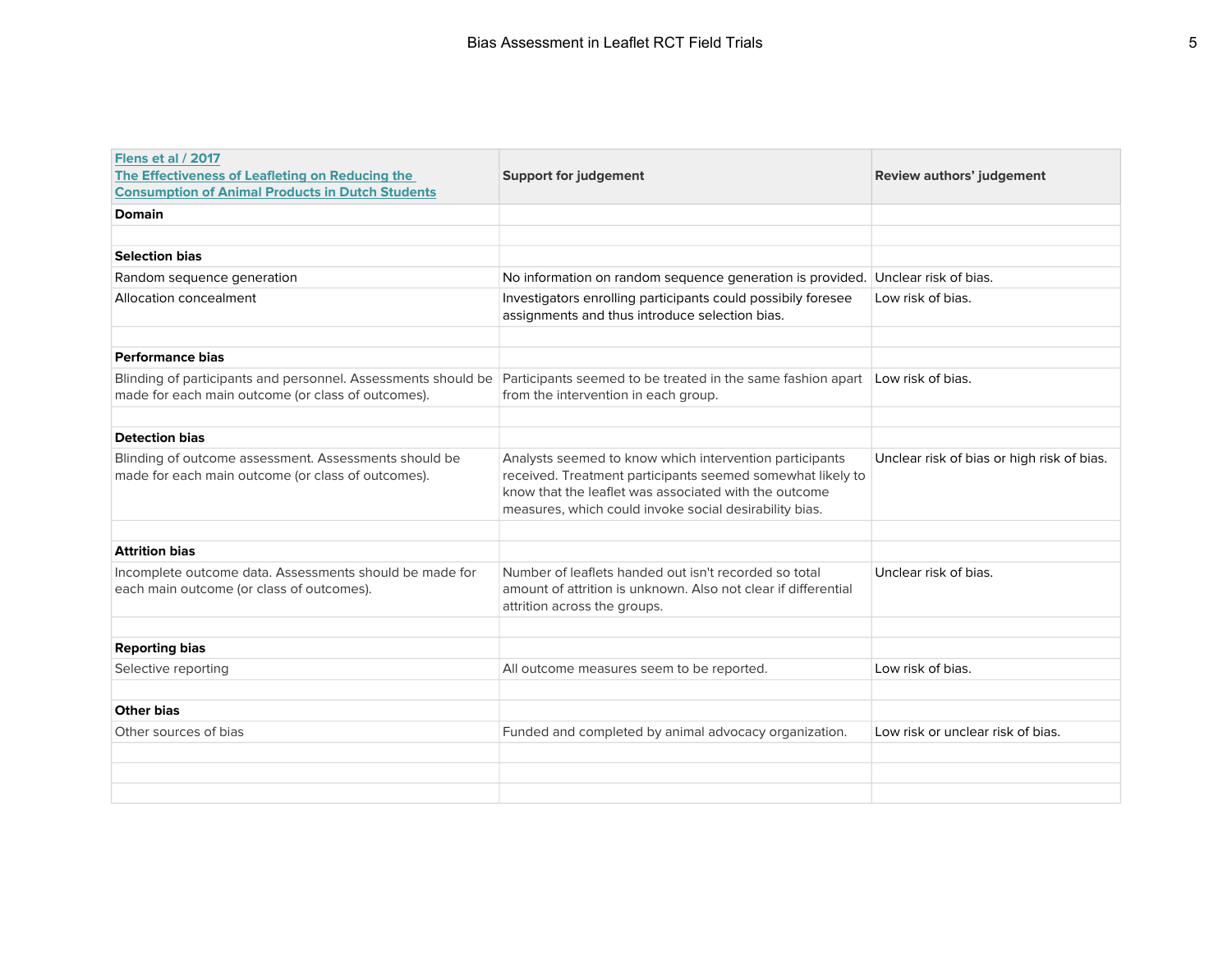| Flens et al / 2017 The Effectiveness of Leafleting on Reducing the Consumption of Animal Products in Dutch Students | Support for judgement | Review authors' judgement |
|---|---|---|
| **Domain** | | |
| | | |
| **Selection bias** | | |
| Random sequence generation | No information on random sequence generation is provided. | Unclear risk of bias. |
| Allocation concealment | Investigators enrolling participants could possibly foresee assignments and thus introduce selection bias. | Low risk of bias. |
| | | |
| **Performance bias** | | |
| Blinding of participants and personnel. Assessments should be made for each main outcome (or class of outcomes). | Participants seemed to be treated in the same fashion apart from the intervention in each group. | Low risk of bias. |
| | | |
| **Detection bias** | | |
| Blinding of outcome assessment. Assessments should be made for each main outcome (or class of outcomes). | Analysts seemed to know which intervention participants received. Treatment participants seemed somewhat likely to know that the leaflet was associated with the outcome measures, which could invoke social desirability bias. | Unclear risk of bias or high risk of bias. |
| | | |
| **Attrition bias** | | |
| Incomplete outcome data. Assessments should be made for each main outcome (or class of outcomes). | Number of leaflets handed out isn't recorded so total amount of attrition is unknown. Also not clear if differential attrition across the groups. | Unclear risk of bias. |
| | | |
| **Reporting bias** | | |
| Selective reporting | All outcome measures seem to be reported. | Low risk of bias. |
| | | |
| **Other bias** | | |
| Other sources of bias | Funded and completed by animal advocacy organization. | Low risk or unclear risk of bias. |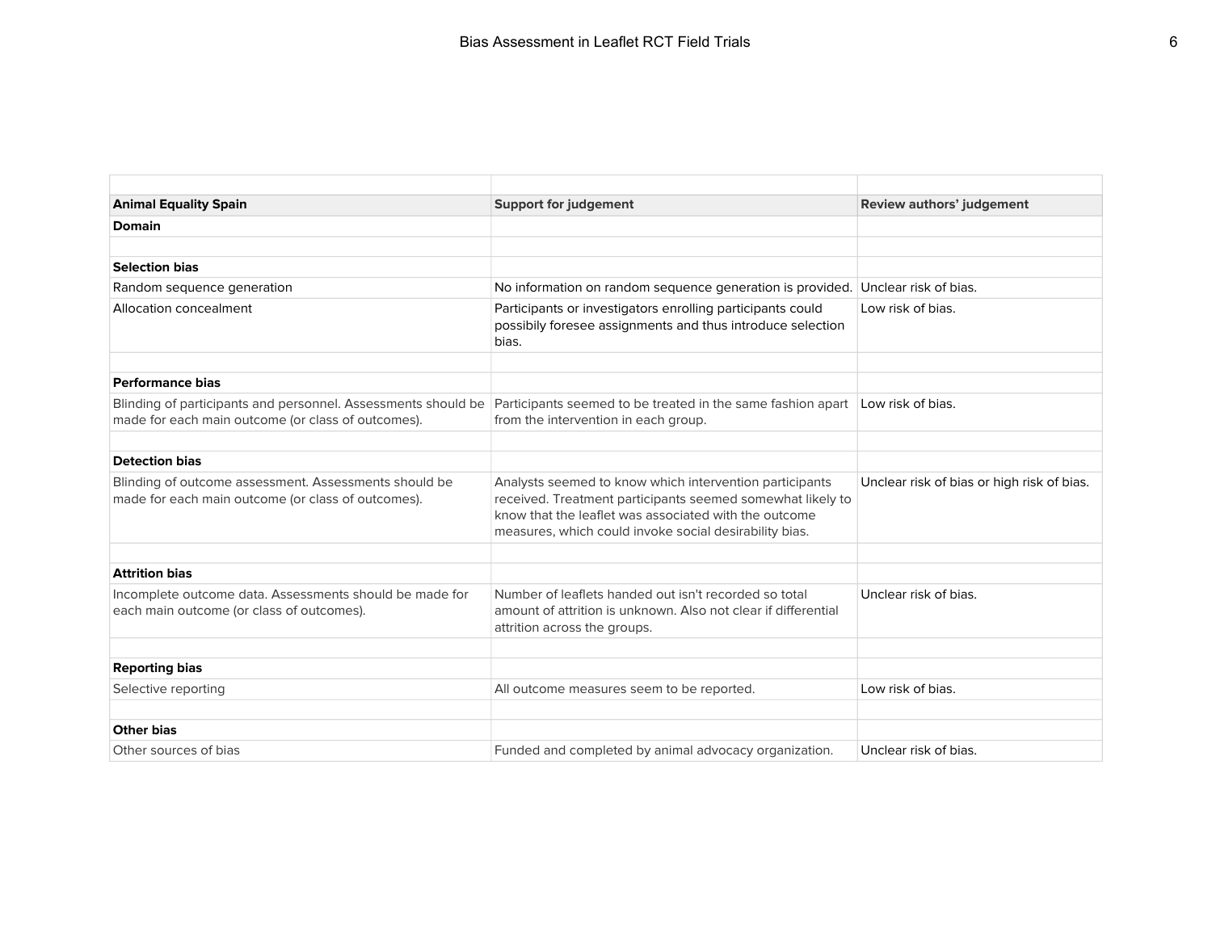| | | |
|---|---|---|
| **Animal Equality Spain** | **Support for judgement** | **Review authors' judgement** |
| **Domain** | | |
| | | |
| **Selection bias** | | |
| Random sequence generation | No information on random sequence generation is provided. | Unclear risk of bias. |
| Allocation concealment | Participants or investigators enrolling participants could possibily foresee assignments and thus introduce selection bias. | Low risk of bias. |
| | | |
| **Performance bias** | | |
| Blinding of participants and personnel. Assessments should be made for each main outcome (or class of outcomes). | Participants seemed to be treated in the same fashion apart from the intervention in each group. | Low risk of bias. |
| | | |
| **Detection bias** | | |
| Blinding of outcome assessment. Assessments should be made for each main outcome (or class of outcomes). | Analysts seemed to know which intervention participants received. Treatment participants seemed somewhat likely to know that the leaflet was associated with the outcome measures, which could invoke social desirability bias. | Unclear risk of bias or high risk of bias. |
| | | |
| **Attrition bias** | | |
| Incomplete outcome data. Assessments should be made for each main outcome (or class of outcomes). | Number of leaflets handed out isn't recorded so total amount of attrition is unknown. Also not clear if differential attrition across the groups. | Unclear risk of bias. |
| | | |
| **Reporting bias** | | |
| Selective reporting | All outcome measures seem to be reported. | Low risk of bias. |
| | | |
| **Other bias** | | |
| Other sources of bias | Funded and completed by animal advocacy organization. | Unclear risk of bias. |